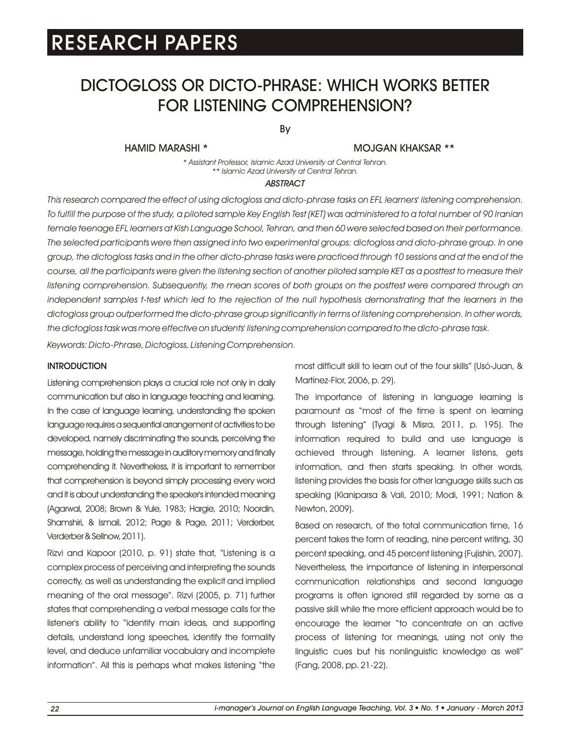RESEARCH PAPERS

# DICTOGLOSS OR DICTO-PHRASE: WHICH WORKS BETTER FOR LISTENING COMPREHENSION?

By

HAMID MARASHI * MOJGAN KHAKSAR **

*\* Assistant Professor, Islamic Azad University at Central Tehran.*
*\*\* Islamic Azad University at Central Tehran.*

*ABSTRACT*

*This research compared the effect of using dictogloss and dicto-phrase tasks on EFL learners' listening comprehension. To fulfill the purpose of the study, a piloted sample Key English Test (KET) was administered to a total number of 90 Iranian female teenage EFL learners at Kish Language School, Tehran, and then 60 were selected based on their performance. The selected participants were then assigned into two experimental groups: dictogloss and dicto-phrase group. In one group, the dictogloss tasks and in the other dicto-phrase tasks were practiced through 10 sessions and at the end of the course, all the participants were given the listening section of another piloted sample KET as a posttest to measure their listening comprehension. Subsequently, the mean scores of both groups on the posttest were compared through an independent samples t-test which led to the rejection of the null hypothesis demonstrating that the learners in the dictogloss group outperformed the dicto-phrase group significantly in terms of listening comprehension. In other words, the dictogloss task was more effective on students' listening comprehension compared to the dicto-phrase task.*

*Keywords: Dicto-Phrase, Dictogloss, Listening Comprehension.*

## INTRODUCTION

Listening comprehension plays a crucial role not only in daily communication but also in language teaching and learning. In the case of language learning, understanding the spoken language requires a sequential arrangement of activities to be developed, namely discriminating the sounds, perceiving the message, holding the message in auditory memory and finally comprehending it. Nevertheless, it is important to remember that comprehension is beyond simply processing every word and it is about understanding the speaker's intended meaning (Agarwal, 2008; Brown & Yule, 1983; Hargie, 2010; Noordin, Shamshiri, & Ismail, 2012; Page & Page, 2011; Verderber, Verderber & Sellnow, 2011).

Rizvi and Kapoor (2010, p. 91) state that, "Listening is a complex process of perceiving and interpreting the sounds correctly, as well as understanding the explicit and implied meaning of the oral message". Rizvi (2005, p. 71) further states that comprehending a verbal message calls for the listener's ability to "identify main ideas, and supporting details, understand long speeches, identify the formality level, and deduce unfamiliar vocabulary and incomplete information". All this is perhaps what makes listening "the most difficult skill to learn out of the four skills" (Usó-Juan, & Martínez-Flor, 2006, p. 29).

The importance of listening in language learning is paramount as "most of the time is spent on learning through listening" (Tyagi & Misra, 2011, p. 195). The information required to build and use language is achieved through listening. A learner listens, gets information, and then starts speaking. In other words, listening provides the basis for other language skills such as speaking (Kianiparsa & Vali, 2010; Modi, 1991; Nation & Newton, 2009).

Based on research, of the total communication time, 16 percent takes the form of reading, nine percent writing, 30 percent speaking, and 45 percent listening (Fujishin, 2007). Nevertheless, the importance of listening in interpersonal communication relationships and second language programs is often ignored still regarded by some as a passive skill while the more efficient approach would be to encourage the learner "to concentrate on an active process of listening for meanings, using not only the linguistic cues but his nonlinguistic knowledge as well" (Fang, 2008, pp. 21-22).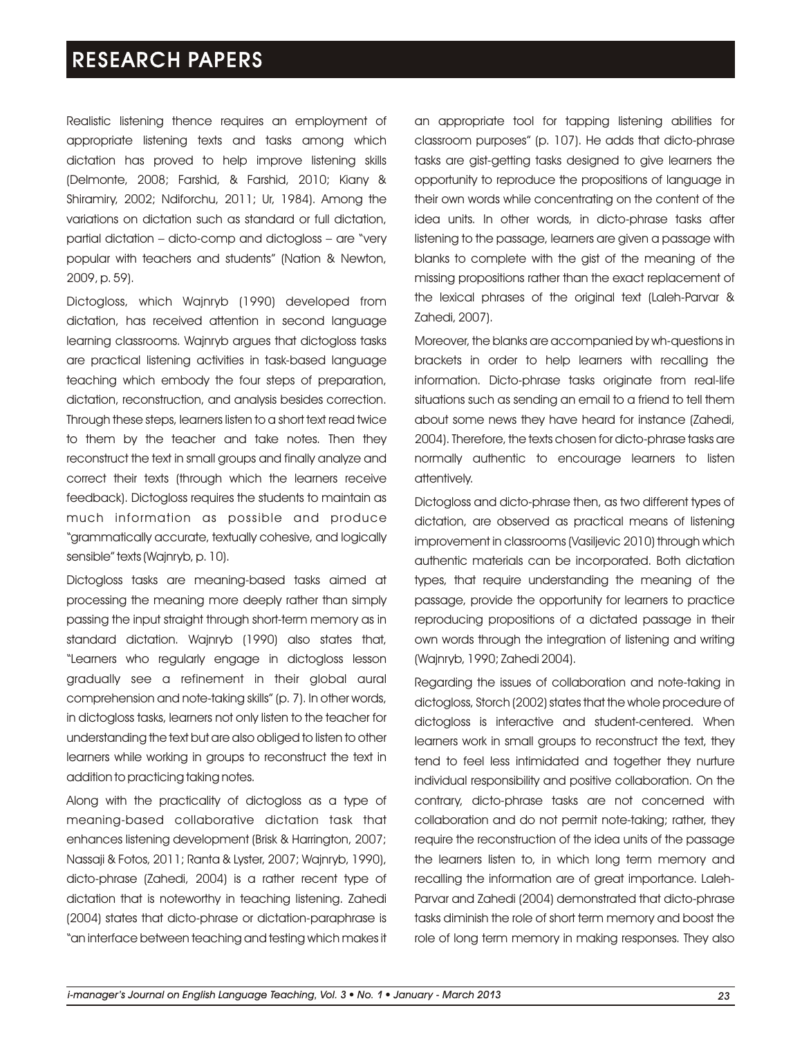Realistic listening thence requires an employment of appropriate listening texts and tasks among which dictation has proved to help improve listening skills (Delmonte, 2008; Farshid, & Farshid, 2010; Kiany & Shiramiry, 2002; Ndiforchu, 2011; Ur, 1984). Among the variations on dictation such as standard or full dictation, partial dictation – dicto-comp and dictogloss – are "very popular with teachers and students" (Nation & Newton, 2009, p. 59).

Dictogloss, which Wajnryb (1990) developed from dictation, has received attention in second language learning classrooms. Wajnryb argues that dictogloss tasks are practical listening activities in task-based language teaching which embody the four steps of preparation, dictation, reconstruction, and analysis besides correction. Through these steps, learners listen to a short text read twice to them by the teacher and take notes. Then they reconstruct the text in small groups and finally analyze and correct their texts (through which the learners receive feedback). Dictogloss requires the students to maintain as much information as possible and produce "grammatically accurate, textually cohesive, and logically sensible" texts (Wajnryb, p. 10).

Dictogloss tasks are meaning-based tasks aimed at processing the meaning more deeply rather than simply passing the input straight through short-term memory as in standard dictation. Wajnryb (1990) also states that, "Learners who regularly engage in dictogloss lesson gradually see a refinement in their global aural comprehension and note-taking skills" (p. 7). In other words, in dictogloss tasks, learners not only listen to the teacher for understanding the text but are also obliged to listen to other learners while working in groups to reconstruct the text in addition to practicing taking notes.

Along with the practicality of dictogloss as a type of meaning-based collaborative dictation task that enhances listening development (Brisk & Harrington, 2007; Nassaji & Fotos, 2011; Ranta & Lyster, 2007; Wajnryb, 1990), dicto-phrase (Zahedi, 2004) is a rather recent type of dictation that is noteworthy in teaching listening. Zahedi (2004) states that dicto-phrase or dictation-paraphrase is "an interface between teaching and testing which makes it an appropriate tool for tapping listening abilities for classroom purposes" (p. 107). He adds that dicto-phrase tasks are gist-getting tasks designed to give learners the opportunity to reproduce the propositions of language in their own words while concentrating on the content of the idea units. In other words, in dicto-phrase tasks after listening to the passage, learners are given a passage with blanks to complete with the gist of the meaning of the missing propositions rather than the exact replacement of the lexical phrases of the original text (Laleh-Parvar & Zahedi, 2007).

Moreover, the blanks are accompanied by wh-questions in brackets in order to help learners with recalling the information. Dicto-phrase tasks originate from real-life situations such as sending an email to a friend to tell them about some news they have heard for instance (Zahedi, 2004). Therefore, the texts chosen for dicto-phrase tasks are normally authentic to encourage learners to listen attentively.

Dictogloss and dicto-phrase then, as two different types of dictation, are observed as practical means of listening improvement in classrooms (Vasiljevic 2010) through which authentic materials can be incorporated. Both dictation types, that require understanding the meaning of the passage, provide the opportunity for learners to practice reproducing propositions of a dictated passage in their own words through the integration of listening and writing (Wajnryb, 1990; Zahedi 2004).

Regarding the issues of collaboration and note-taking in dictogloss, Storch (2002) states that the whole procedure of dictogloss is interactive and student-centered. When learners work in small groups to reconstruct the text, they tend to feel less intimidated and together they nurture individual responsibility and positive collaboration. On the contrary, dicto-phrase tasks are not concerned with collaboration and do not permit note-taking; rather, they require the reconstruction of the idea units of the passage the learners listen to, in which long term memory and recalling the information are of great importance. Laleh-Parvar and Zahedi (2004) demonstrated that dicto-phrase tasks diminish the role of short term memory and boost the role of long term memory in making responses. They also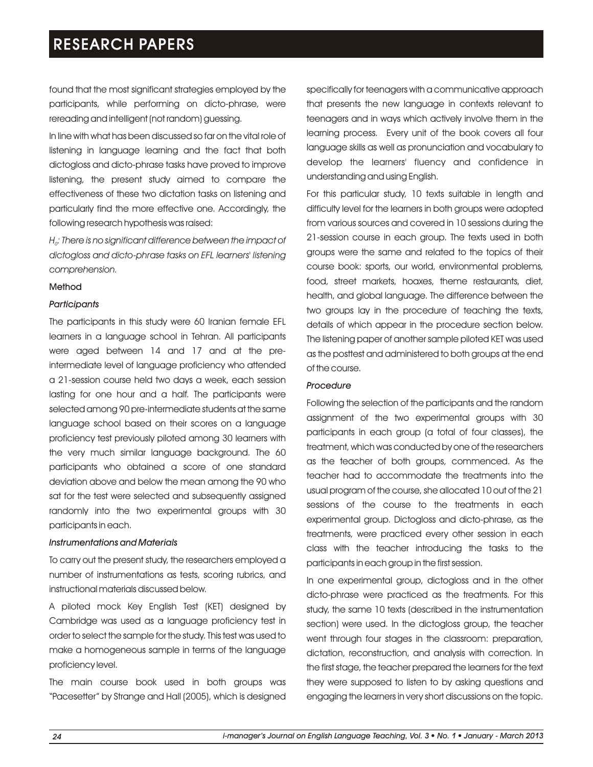found that the most significant strategies employed by the participants, while performing on dicto-phrase, were rereading and intelligent (not random) guessing.

In line with what has been discussed so far on the vital role of listening in language learning and the fact that both dictogloss and dicto-phrase tasks have proved to improve listening, the present study aimed to compare the effectiveness of these two dictation tasks on listening and particularly find the more effective one. Accordingly, the following research hypothesis was raised:

*$H_0$: There is no significant difference between the impact of dictogloss and dicto-phrase tasks on EFL learners' listening comprehension.*

## Method

### *Participants*

The participants in this study were 60 Iranian female EFL learners in a language school in Tehran. All participants were aged between 14 and 17 and at the pre-intermediate level of language proficiency who attended a 21-session course held two days a week, each session lasting for one hour and a half. The participants were selected among 90 pre-intermediate students at the same language school based on their scores on a language proficiency test previously piloted among 30 learners with the very much similar language background. The 60 participants who obtained a score of one standard deviation above and below the mean among the 90 who sat for the test were selected and subsequently assigned randomly into the two experimental groups with 30 participants in each.

### *Instrumentations and Materials*

To carry out the present study, the researchers employed a number of instrumentations as tests, scoring rubrics, and instructional materials discussed below.

A piloted mock Key English Test (KET) designed by Cambridge was used as a language proficiency test in order to select the sample for the study. This test was used to make a homogeneous sample in terms of the language proficiency level.

The main course book used in both groups was "Pacesetter" by Strange and Hall (2005), which is designed specifically for teenagers with a communicative approach that presents the new language in contexts relevant to teenagers and in ways which actively involve them in the learning process. Every unit of the book covers all four language skills as well as pronunciation and vocabulary to develop the learners' fluency and confidence in understanding and using English.

For this particular study, 10 texts suitable in length and difficulty level for the learners in both groups were adopted from various sources and covered in 10 sessions during the 21-session course in each group. The texts used in both groups were the same and related to the topics of their course book: sports, our world, environmental problems, food, street markets, hoaxes, theme restaurants, diet, health, and global language. The difference between the two groups lay in the procedure of teaching the texts, details of which appear in the procedure section below. The listening paper of another sample piloted KET was used as the posttest and administered to both groups at the end of the course.

### *Procedure*

Following the selection of the participants and the random assignment of the two experimental groups with 30 participants in each group (a total of four classes), the treatment, which was conducted by one of the researchers as the teacher of both groups, commenced. As the teacher had to accommodate the treatments into the usual program of the course, she allocated 10 out of the 21 sessions of the course to the treatments in each experimental group. Dictogloss and dicto-phrase, as the treatments, were practiced every other session in each class with the teacher introducing the tasks to the participants in each group in the first session.

In one experimental group, dictogloss and in the other dicto-phrase were practiced as the treatments. For this study, the same 10 texts (described in the instrumentation section) were used. In the dictogloss group, the teacher went through four stages in the classroom: preparation, dictation, reconstruction, and analysis with correction. In the first stage, the teacher prepared the learners for the text they were supposed to listen to by asking questions and engaging the learners in very short discussions on the topic.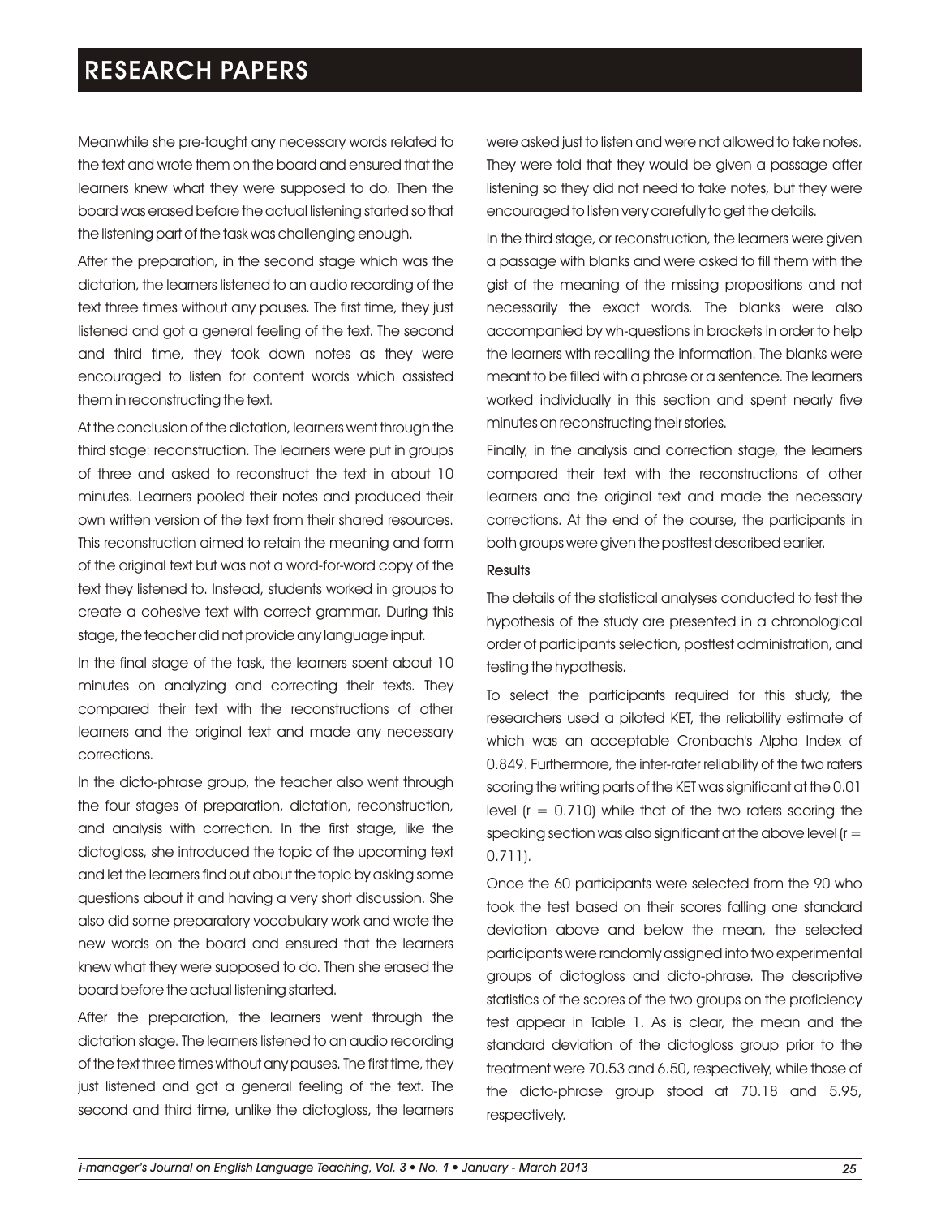Meanwhile she pre-taught any necessary words related to the text and wrote them on the board and ensured that the learners knew what they were supposed to do. Then the board was erased before the actual listening started so that the listening part of the task was challenging enough.

After the preparation, in the second stage which was the dictation, the learners listened to an audio recording of the text three times without any pauses. The first time, they just listened and got a general feeling of the text. The second and third time, they took down notes as they were encouraged to listen for content words which assisted them in reconstructing the text.

At the conclusion of the dictation, learners went through the third stage: reconstruction. The learners were put in groups of three and asked to reconstruct the text in about 10 minutes. Learners pooled their notes and produced their own written version of the text from their shared resources. This reconstruction aimed to retain the meaning and form of the original text but was not a word-for-word copy of the text they listened to. Instead, students worked in groups to create a cohesive text with correct grammar. During this stage, the teacher did not provide any language input.

In the final stage of the task, the learners spent about 10 minutes on analyzing and correcting their texts. They compared their text with the reconstructions of other learners and the original text and made any necessary corrections.

In the dicto-phrase group, the teacher also went through the four stages of preparation, dictation, reconstruction, and analysis with correction. In the first stage, like the dictogloss, she introduced the topic of the upcoming text and let the learners find out about the topic by asking some questions about it and having a very short discussion. She also did some preparatory vocabulary work and wrote the new words on the board and ensured that the learners knew what they were supposed to do. Then she erased the board before the actual listening started.

After the preparation, the learners went through the dictation stage. The learners listened to an audio recording of the text three times without any pauses. The first time, they just listened and got a general feeling of the text. The second and third time, unlike the dictogloss, the learners were asked just to listen and were not allowed to take notes. They were told that they would be given a passage after listening so they did not need to take notes, but they were encouraged to listen very carefully to get the details.

In the third stage, or reconstruction, the learners were given a passage with blanks and were asked to fill them with the gist of the meaning of the missing propositions and not necessarily the exact words. The blanks were also accompanied by wh-questions in brackets in order to help the learners with recalling the information. The blanks were meant to be filled with a phrase or a sentence. The learners worked individually in this section and spent nearly five minutes on reconstructing their stories.

Finally, in the analysis and correction stage, the learners compared their text with the reconstructions of other learners and the original text and made the necessary corrections. At the end of the course, the participants in both groups were given the posttest described earlier.

### Results

The details of the statistical analyses conducted to test the hypothesis of the study are presented in a chronological order of participants selection, posttest administration, and testing the hypothesis.

To select the participants required for this study, the researchers used a piloted KET, the reliability estimate of which was an acceptable Cronbach's Alpha Index of 0.849. Furthermore, the inter-rater reliability of the two raters scoring the writing parts of the KET was significant at the 0.01 level ($r = 0.710$) while that of the two raters scoring the speaking section was also significant at the above level ($r = 0.711$).

Once the 60 participants were selected from the 90 who took the test based on their scores falling one standard deviation above and below the mean, the selected participants were randomly assigned into two experimental groups of dictogloss and dicto-phrase. The descriptive statistics of the scores of the two groups on the proficiency test appear in Table 1. As is clear, the mean and the standard deviation of the dictogloss group prior to the treatment were 70.53 and 6.50, respectively, while those of the dicto-phrase group stood at 70.18 and 5.95, respectively.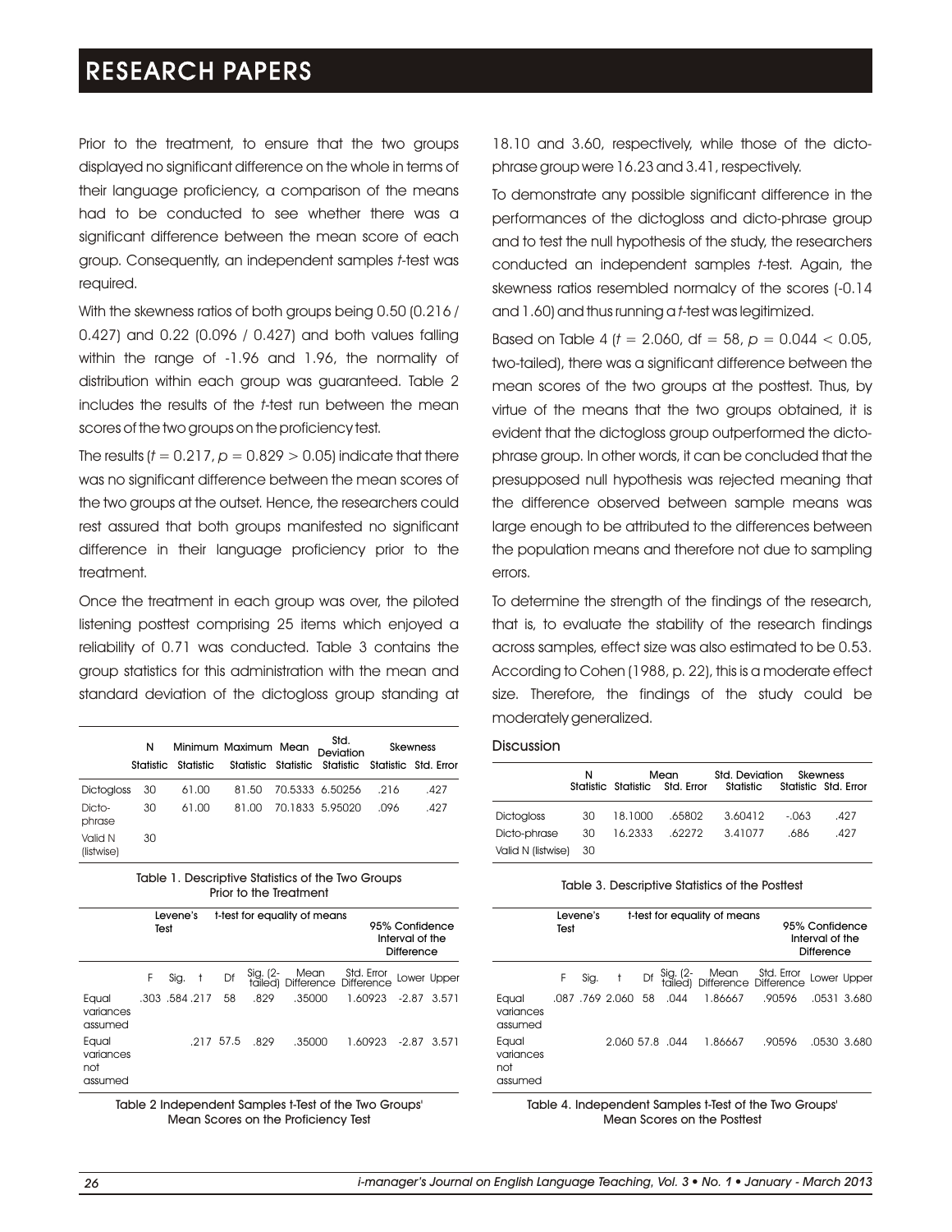Prior to the treatment, to ensure that the two groups displayed no significant difference on the whole in terms of their language proficiency, a comparison of the means had to be conducted to see whether there was a significant difference between the mean score of each group. Consequently, an independent samples *t*-test was required.

With the skewness ratios of both groups being 0.50 (0.216 / 0.427) and 0.22 (0.096 / 0.427) and both values falling within the range of -1.96 and 1.96, the normality of distribution within each group was guaranteed. Table 2 includes the results of the *t*-test run between the mean scores of the two groups on the proficiency test.

The results ($t = 0.217$, $p = 0.829 > 0.05$) indicate that there was no significant difference between the mean scores of the two groups at the outset. Hence, the researchers could rest assured that both groups manifested no significant difference in their language proficiency prior to the treatment.

Once the treatment in each group was over, the piloted listening posttest comprising 25 items which enjoyed a reliability of 0.71 was conducted. Table 3 contains the group statistics for this administration with the mean and standard deviation of the dictogloss group standing at 18.10 and 3.60, respectively, while those of the dicto-phrase group were 16.23 and 3.41, respectively.

| | N | Minimum | Maximum | Mean | Std. Deviation | Skewness | |
|---|---|---|---|---|---|---|---|
| | Statistic | Statistic | Statistic | Statistic | Statistic | Statistic | Std. Error |
| Dictogloss | 30 | 61.00 | 81.50 | 70.5333 | 6.50256 | .216 | .427 |
| Dicto-phrase | 30 | 61.00 | 81.00 | 70.1833 | 5.95020 | .096 | .427 |
| Valid N (listwise) | 30 | | | | | | |

Table 1. Descriptive Statistics of the Two Groups Prior to the Treatment

| | Levene's Test | | t-test for equality of means | | | | | 95% Confidence Interval of the Difference | |
|---|---|---|---|---|---|---|---|---|---|
| | F | Sig. | t | Df | Sig. (2-tailed) | Mean Difference | Std. Error Difference | Lower | Upper |
| Equal variances assumed | .303 | .584 | .217 | 58 | .829 | .35000 | 1.60923 | -2.87 | 3.571 |
| Equal variances not assumed | | | .217 | 57.5 | .829 | .35000 | 1.60923 | -2.87 | 3.571 |

Table 2 Independent Samples t-Test of the Two Groups' Mean Scores on the Proficiency Test

To demonstrate any possible significant difference in the performances of the dictogloss and dicto-phrase group and to test the null hypothesis of the study, the researchers conducted an independent samples *t*-test. Again, the skewness ratios resembled normalcy of the scores (-0.14 and 1.60) and thus running a *t*-test was legitimized.

Based on Table 4 ($t = 2.060$, df $= 58$, $p = 0.044 < 0.05$, two-tailed), there was a significant difference between the mean scores of the two groups at the posttest. Thus, by virtue of the means that the two groups obtained, it is evident that the dictogloss group outperformed the dicto-phrase group. In other words, it can be concluded that the presupposed null hypothesis was rejected meaning that the difference observed between sample means was large enough to be attributed to the differences between the population means and therefore not due to sampling errors.

To determine the strength of the findings of the research, that is, to evaluate the stability of the research findings across samples, effect size was also estimated to be 0.53. According to Cohen (1988, p. 22), this is a moderate effect size. Therefore, the findings of the study could be moderately generalized.

## Discussion

| | N | Mean | | Std. Deviation | Skewness | |
|---|---|---|---|---|---|---|
| | Statistic | Statistic | Std. Error | Statistic | Statistic | Std. Error |
| Dictogloss | 30 | 18.1000 | .65802 | 3.60412 | -.063 | .427 |
| Dicto-phrase | 30 | 16.2333 | .62272 | 3.41077 | .686 | .427 |
| Valid N (listwise) | 30 | | | | | |

Table 3. Descriptive Statistics of the Posttest

| | Levene's Test | | t-test for equality of means | | | | | 95% Confidence Interval of the Difference | |
|---|---|---|---|---|---|---|---|---|---|
| | F | Sig. | t | Df | Sig. (2-tailed) | Mean Difference | Std. Error Difference | Lower | Upper |
| Equal variances assumed | .087 | .769 | 2.060 | 58 | .044 | 1.86667 | .90596 | .0531 | 3.680 |
| Equal variances not assumed | | | 2.060 | 57.8 | .044 | 1.86667 | .90596 | .0530 | 3.680 |

Table 4. Independent Samples t-Test of the Two Groups' Mean Scores on the Posttest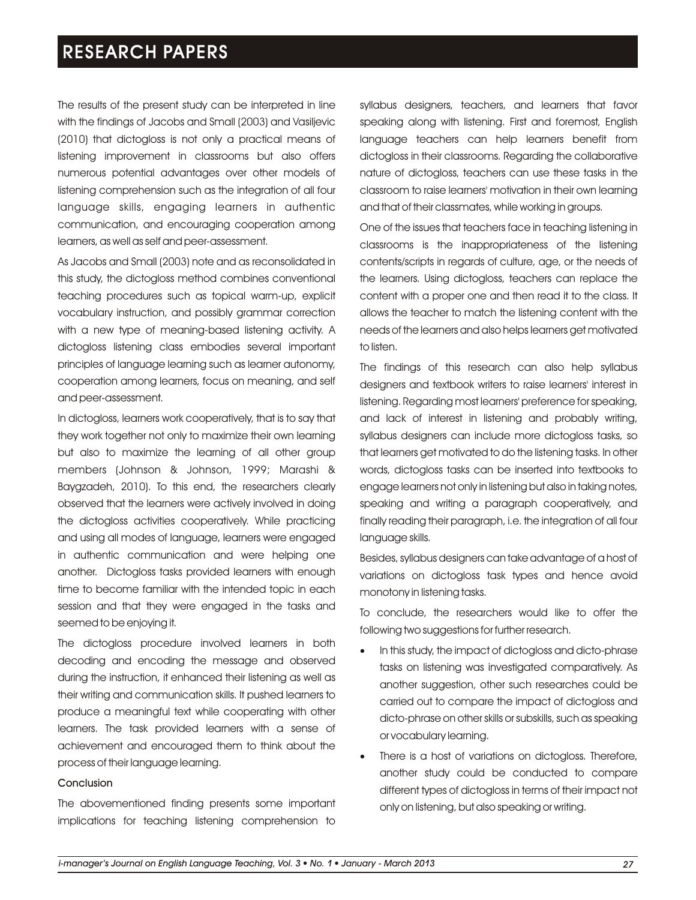The results of the present study can be interpreted in line with the findings of Jacobs and Small (2003) and Vasiljevic (2010) that dictogloss is not only a practical means of listening improvement in classrooms but also offers numerous potential advantages over other models of listening comprehension such as the integration of all four language skills, engaging learners in authentic communication, and encouraging cooperation among learners, as well as self and peer-assessment.

As Jacobs and Small (2003) note and as reconsolidated in this study, the dictogloss method combines conventional teaching procedures such as topical warm-up, explicit vocabulary instruction, and possibly grammar correction with a new type of meaning-based listening activity. A dictogloss listening class embodies several important principles of language learning such as learner autonomy, cooperation among learners, focus on meaning, and self and peer-assessment.

In dictogloss, learners work cooperatively, that is to say that they work together not only to maximize their own learning but also to maximize the learning of all other group members (Johnson & Johnson, 1999; Marashi & Baygzadeh, 2010). To this end, the researchers clearly observed that the learners were actively involved in doing the dictogloss activities cooperatively. While practicing and using all modes of language, learners were engaged in authentic communication and were helping one another. Dictogloss tasks provided learners with enough time to become familiar with the intended topic in each session and that they were engaged in the tasks and seemed to be enjoying it.

The dictogloss procedure involved learners in both decoding and encoding the message and observed during the instruction, it enhanced their listening as well as their writing and communication skills. It pushed learners to produce a meaningful text while cooperating with other learners. The task provided learners with a sense of achievement and encouraged them to think about the process of their language learning.

### Conclusion

The abovementioned finding presents some important implications for teaching listening comprehension to syllabus designers, teachers, and learners that favor speaking along with listening. First and foremost, English language teachers can help learners benefit from dictogloss in their classrooms. Regarding the collaborative nature of dictogloss, teachers can use these tasks in the classroom to raise learners' motivation in their own learning and that of their classmates, while working in groups.

One of the issues that teachers face in teaching listening in classrooms is the inappropriateness of the listening contents/scripts in regards of culture, age, or the needs of the learners. Using dictogloss, teachers can replace the content with a proper one and then read it to the class. It allows the teacher to match the listening content with the needs of the learners and also helps learners get motivated to listen.

The findings of this research can also help syllabus designers and textbook writers to raise learners' interest in listening. Regarding most learners' preference for speaking, and lack of interest in listening and probably writing, syllabus designers can include more dictogloss tasks, so that learners get motivated to do the listening tasks. In other words, dictogloss tasks can be inserted into textbooks to engage learners not only in listening but also in taking notes, speaking and writing a paragraph cooperatively, and finally reading their paragraph, i.e. the integration of all four language skills.

Besides, syllabus designers can take advantage of a host of variations on dictogloss task types and hence avoid monotony in listening tasks.

To conclude, the researchers would like to offer the following two suggestions for further research.

- In this study, the impact of dictogloss and dicto-phrase tasks on listening was investigated comparatively. As another suggestion, other such researches could be carried out to compare the impact of dictogloss and dicto-phrase on other skills or subskills, such as speaking or vocabulary learning.
- There is a host of variations on dictogloss. Therefore, another study could be conducted to compare different types of dictogloss in terms of their impact not only on listening, but also speaking or writing.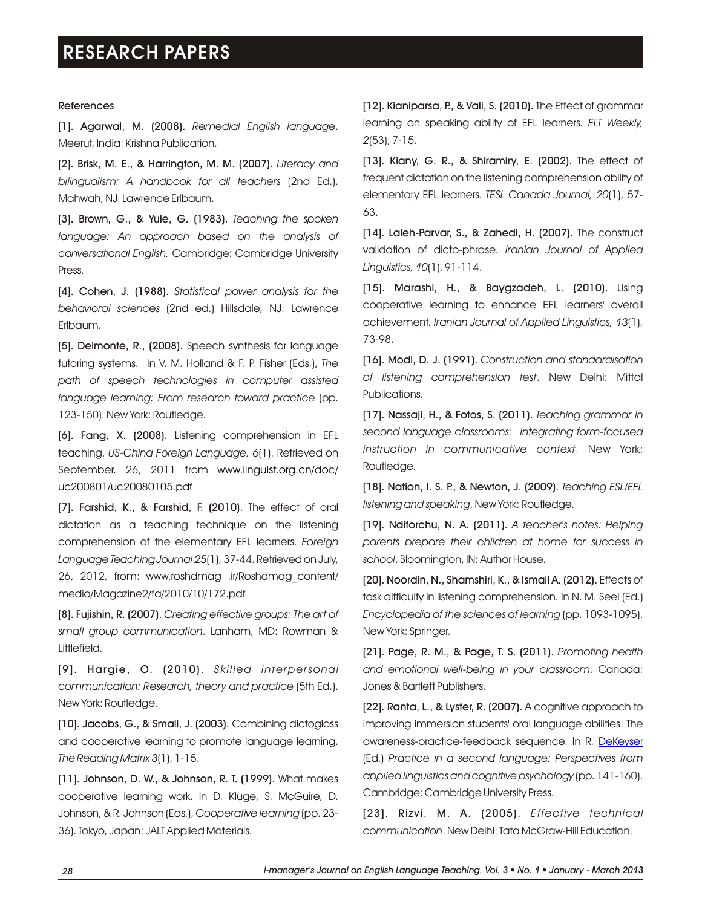References

[1]. Agarwal, M. (2008). *Remedial English language*. Meerut, India: Krishna Publication.

[2]. Brisk, M. E., & Harrington, M. M. (2007). *Literacy and bilingualism: A handbook for all teachers* (2nd Ed.). Mahwah, NJ: Lawrence Erlbaum.

[3]. Brown, G., & Yule, G. (1983). *Teaching the spoken language: An approach based on the analysis of conversational English.* Cambridge: Cambridge University Press.

[4]. Cohen, J. (1988). *Statistical power analysis for the behavioral sciences* (2nd ed.) Hillsdale, NJ: Lawrence Erlbaum.

[5]. Delmonte, R., (2008). Speech synthesis for language tutoring systems. In V. M. Holland & F. P. Fisher (Eds.), *The path of speech technologies in computer assisted language learning: From research toward practice* (pp. 123-150). New York: Routledge.

[6]. Fang, X. (2008). Listening comprehension in EFL teaching. *US-China Foreign Language, 6*(1). Retrieved on September. 26, 2011 from www.linguist.org.cn/doc/uc200801/uc20080105.pdf

[7]. Farshid, K., & Farshid, F. (2010). The effect of oral dictation as a teaching technique on the listening comprehension of the elementary EFL learners. *Foreign Language Teaching Journal 25*(1), 37-44. Retrieved on July, 26, 2012, from: www.roshdmag .ir/Roshdmag_content/media/Magazine2/fa/2010/10/172.pdf

[8]. Fujishin, R. (2007). *Creating effective groups: The art of small group communication*. Lanham, MD: Rowman & Littlefield.

[9]. Hargie, O. (2010). *Skilled interpersonal communication: Research, theory and practice* (5th Ed.). New York: Routledge.

[10]. Jacobs, G., & Small, J. (2003). Combining dictogloss and cooperative learning to promote language learning. *The Reading Matrix 3*(1), 1-15.

[11]. Johnson, D. W., & Johnson, R. T. (1999). What makes cooperative learning work. In D. Kluge, S. McGuire, D. Johnson, & R. Johnson (Eds.), *Cooperative learning* (pp. 23-36). Tokyo, Japan: JALT Applied Materials.

[12]. Kianiparsa, P., & Vali, S. (2010). The Effect of grammar learning on speaking ability of EFL learners. *ELT Weekly, 2*(53), 7-15.

[13]. Kiany, G. R., & Shiramiry, E. (2002). The effect of frequent dictation on the listening comprehension ability of elementary EFL learners. *TESL Canada Journal, 20*(1), 57-63.

[14]. Laleh-Parvar, S., & Zahedi, H. (2007). The construct validation of dicto-phrase. *Iranian Journal of Applied Linguistics, 10*(1), 91-114.

[15]. Marashi, H., & Baygzadeh, L. (2010). Using cooperative learning to enhance EFL learners' overall achievement. *Iranian Journal of Applied Linguistics, 13*(1), 73-98.

[16]. Modi, D. J. (1991). *Construction and standardisation of listening comprehension test*. New Delhi: Mittal Publications.

[17]. Nassaji, H., & Fotos, S. (2011). *Teaching grammar in second language classrooms: Integrating form-focused instruction in communicative context*. New York: Routledge.

[18]. Nation, I. S. P., & Newton, J. (2009). *Teaching ESL/EFL listening and speaking*, New York: Routledge.

[19]. Ndiforchu, N. A. (2011). *A teacher's notes: Helping parents prepare their children at home for success in school*. Bloomington, IN: Author House.

[20]. Noordin, N., Shamshiri, K., & Ismail A. (2012). Effects of task difficulty in listening comprehension. In N. M. Seel (Ed.) *Encyclopedia of the sciences of learning* (pp. 1093-1095). New York: Springer.

[21]. Page, R. M., & Page, T. S. (2011). *Promoting health and emotional well-being in your classroom*. Canada: Jones & Bartlett Publishers.

[22]. Ranta, L., & Lyster, R. (2007). A cognitive approach to improving immersion students' oral language abilities: The awareness-practice-feedback sequence. In R. DeKeyser (Ed.) *Practice in a second language: Perspectives from applied linguistics and cognitive psychology* (pp. 141-160). Cambridge: Cambridge University Press.

[23]. Rizvi, M. A. (2005). *Effective technical communication*. New Delhi: Tata McGraw-Hill Education.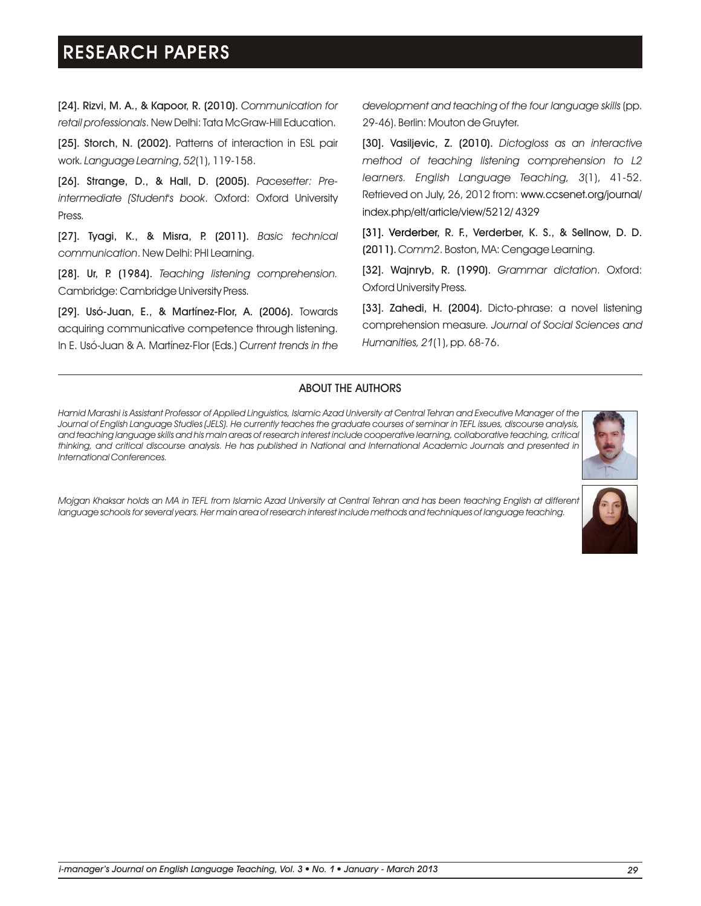[24]. Rizvi, M. A., & Kapoor, R. (2010). *Communication for retail professionals*. New Delhi: Tata McGraw-Hill Education.

[25]. Storch, N. (2002). Patterns of interaction in ESL pair work. *Language Learning*, *52*(1), 119-158.

[26]. Strange, D., & Hall, D. (2005). *Pacesetter: Pre-intermediate (Student's book*. Oxford: Oxford University Press.

[27]. Tyagi, K., & Misra, P. (2011). *Basic technical communication*. New Delhi: PHI Learning.

[28]. Ur, P. (1984). *Teaching listening comprehension.* Cambridge: Cambridge University Press.

[29]. Usó-Juan, E., & Martínez-Flor, A. (2006). Towards acquiring communicative competence through listening. In E. Usó-Juan & A. Martínez-Flor (Eds.) *Current trends in the development and teaching of the four language skills* (pp. 29-46). Berlin: Mouton de Gruyter.

[30]. Vasiljevic, Z. (2010). *Dictogloss as an interactive method of teaching listening comprehension to L2 learners. English Language Teaching, 3*(1), 41-52. Retrieved on July, 26, 2012 from: www.ccsenet.org/journal/index.php/elt/article/view/5212/ 4329

[31]. Verderber, R. F., Verderber, K. S., & Sellnow, D. D. (2011). *Comm2*. Boston, MA: Cengage Learning.

[32]. Wajnryb, R. (1990). *Grammar dictation*. Oxford: Oxford University Press.

[33]. Zahedi, H. (2004). Dicto-phrase: a novel listening comprehension measure. *Journal of Social Sciences and Humanities, 21*(1), pp. 68-76.

## ABOUT THE AUTHORS

*Hamid Marashi is Assistant Professor of Applied Linguistics, Islamic Azad University at Central Tehran and Executive Manager of the Journal of English Language Studies (JELS). He currently teaches the graduate courses of seminar in TEFL issues, discourse analysis, and teaching language skills and his main areas of research interest include cooperative learning, collaborative teaching, critical thinking, and critical discourse analysis. He has published in National and International Academic Journals and presented in International Conferences.*

*Mojgan Khaksar holds an MA in TEFL from Islamic Azad University at Central Tehran and has been teaching English at different language schools for several years. Her main area of research interest include methods and techniques of language teaching.*